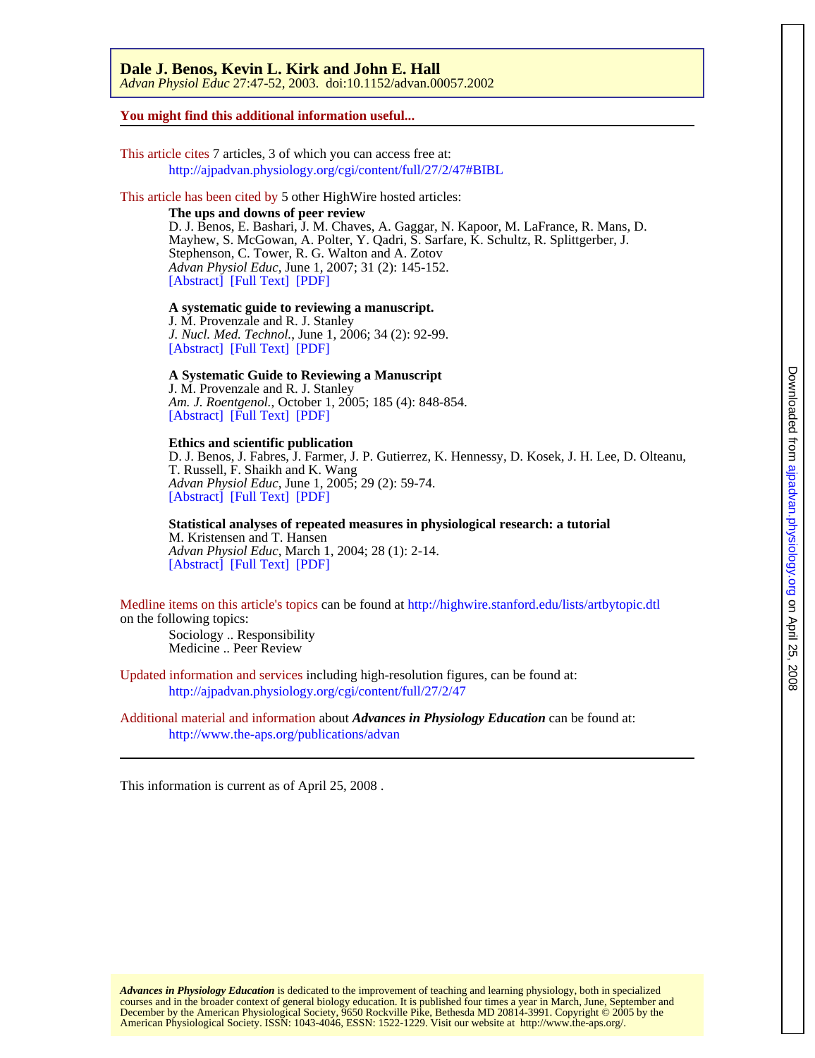**Dale J. Benos, Kevin L. Kirk and John E. Hall**
*Advan Physiol Educ* 27:47-52, 2003. doi:10.1152/advan.00057.2002

**You might find this additional information useful...**

This article cites 7 articles, 3 of which you can access free at:
http://ajpadvan.physiology.org/cgi/content/full/27/2/47#BIBL

This article has been cited by 5 other HighWire hosted articles:

**The ups and downs of peer review**
D. J. Benos, E. Bashari, J. M. Chaves, A. Gaggar, N. Kapoor, M. LaFrance, R. Mans, D. Mayhew, S. McGowan, A. Polter, Y. Qadri, S. Sarfare, K. Schultz, R. Splittgerber, J. Stephenson, C. Tower, R. G. Walton and A. Zotov
*Advan Physiol Educ*, June 1, 2007; 31 (2): 145-152.
[Abstract] [Full Text] [PDF]

**A systematic guide to reviewing a manuscript.**
J. M. Provenzale and R. J. Stanley
*J. Nucl. Med. Technol.*, June 1, 2006; 34 (2): 92-99.
[Abstract] [Full Text] [PDF]

**A Systematic Guide to Reviewing a Manuscript**
J. M. Provenzale and R. J. Stanley
*Am. J. Roentgenol.*, October 1, 2005; 185 (4): 848-854.
[Abstract] [Full Text] [PDF]

**Ethics and scientific publication**
D. J. Benos, J. Fabres, J. Farmer, J. P. Gutierrez, K. Hennessy, D. Kosek, J. H. Lee, D. Olteanu, T. Russell, F. Shaikh and K. Wang
*Advan Physiol Educ*, June 1, 2005; 29 (2): 59-74.
[Abstract] [Full Text] [PDF]

**Statistical analyses of repeated measures in physiological research: a tutorial**
M. Kristensen and T. Hansen
*Advan Physiol Educ*, March 1, 2004; 28 (1): 2-14.
[Abstract] [Full Text] [PDF]

Medline items on this article's topics can be found at http://highwire.stanford.edu/lists/artbytopic.dtl on the following topics:

Sociology .. Responsibility
Medicine .. Peer Review

Updated information and services including high-resolution figures, can be found at:
http://ajpadvan.physiology.org/cgi/content/full/27/2/47

Additional material and information about ***Advances in Physiology Education*** can be found at:
http://www.the-aps.org/publications/advan

This information is current as of April 25, 2008 .

***Advances in Physiology Education*** is dedicated to the improvement of teaching and learning physiology, both in specialized courses and in the broader context of general biology education. It is published four times a year in March, June, September and December by the American Physiological Society, 9650 Rockville Pike, Bethesda MD 20814-3991. Copyright © 2005 by the American Physiological Society. ISSN: 1043-4046, ESSN: 1522-1229. Visit our website at http://www.the-aps.org/.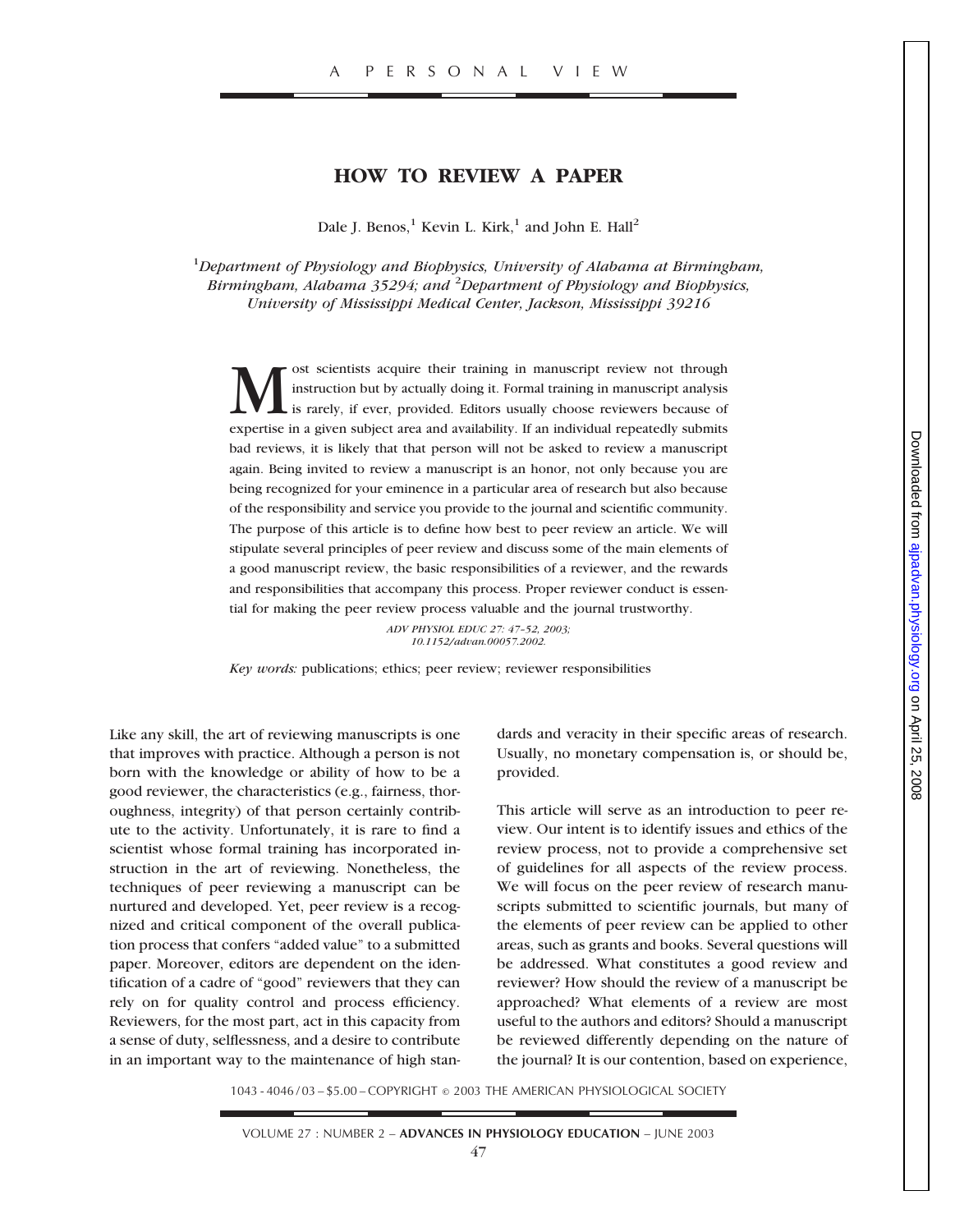# HOW TO REVIEW A PAPER

Dale J. Benos,[1] Kevin L. Kirk,[1] and John E. Hall[2]

[1]*Department of Physiology and Biophysics, University of Alabama at Birmingham, Birmingham, Alabama 35294; and* [2]*Department of Physiology and Biophysics, University of Mississippi Medical Center, Jackson, Mississippi 39216*

Most scientists acquire their training in manuscript review not through instruction but by actually doing it. Formal training in manuscript analysis is rarely, if ever, provided. Editors usually choose reviewers because of expertise in a given subject area and availability. If an individual repeatedly submits bad reviews, it is likely that that person will not be asked to review a manuscript again. Being invited to review a manuscript is an honor, not only because you are being recognized for your eminence in a particular area of research but also because of the responsibility and service you provide to the journal and scientific community. The purpose of this article is to define how best to peer review an article. We will stipulate several principles of peer review and discuss some of the main elements of a good manuscript review, the basic responsibilities of a reviewer, and the rewards and responsibilities that accompany this process. Proper reviewer conduct is essential for making the peer review process valuable and the journal trustworthy.

*ADV PHYSIOL EDUC 27: 47–52, 2003; 10.1152/advan.00057.2002.*

*Key words:* publications; ethics; peer review; reviewer responsibilities

Like any skill, the art of reviewing manuscripts is one that improves with practice. Although a person is not born with the knowledge or ability of how to be a good reviewer, the characteristics (e.g., fairness, thoroughness, integrity) of that person certainly contribute to the activity. Unfortunately, it is rare to find a scientist whose formal training has incorporated instruction in the art of reviewing. Nonetheless, the techniques of peer reviewing a manuscript can be nurtured and developed. Yet, peer review is a recognized and critical component of the overall publication process that confers "added value" to a submitted paper. Moreover, editors are dependent on the identification of a cadre of "good" reviewers that they can rely on for quality control and process efficiency. Reviewers, for the most part, act in this capacity from a sense of duty, selflessness, and a desire to contribute in an important way to the maintenance of high standards and veracity in their specific areas of research. Usually, no monetary compensation is, or should be, provided.

This article will serve as an introduction to peer review. Our intent is to identify issues and ethics of the review process, not to provide a comprehensive set of guidelines for all aspects of the review process. We will focus on the peer review of research manuscripts submitted to scientific journals, but many of the elements of peer review can be applied to other areas, such as grants and books. Several questions will be addressed. What constitutes a good review and reviewer? How should the review of a manuscript be approached? What elements of a review are most useful to the authors and editors? Should a manuscript be reviewed differently depending on the nature of the journal? It is our contention, based on experience,

1043 - 4046 / 03 – $5.00 – COPYRIGHT © 2003 THE AMERICAN PHYSIOLOGICAL SOCIETY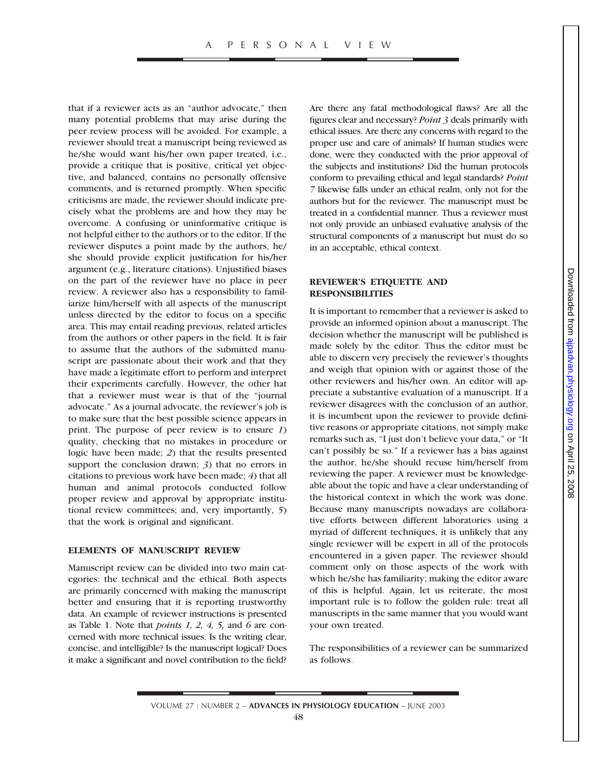that if a reviewer acts as an "author advocate," then many potential problems that may arise during the peer review process will be avoided. For example, a reviewer should treat a manuscript being reviewed as he/she would want his/her own paper treated, i.e., provide a critique that is positive, critical yet objective, and balanced, contains no personally offensive comments, and is returned promptly. When specific criticisms are made, the reviewer should indicate precisely what the problems are and how they may be overcome. A confusing or uninformative critique is not helpful either to the authors or to the editor. If the reviewer disputes a point made by the authors, he/she should provide explicit justification for his/her argument (e.g., literature citations). Unjustified biases on the part of the reviewer have no place in peer review. A reviewer also has a responsibility to familiarize him/herself with all aspects of the manuscript unless directed by the editor to focus on a specific area. This may entail reading previous, related articles from the authors or other papers in the field. It is fair to assume that the authors of the submitted manuscript are passionate about their work and that they have made a legitimate effort to perform and interpret their experiments carefully. However, the other hat that a reviewer must wear is that of the "journal advocate." As a journal advocate, the reviewer's job is to make sure that the best possible science appears in print. The purpose of peer review is to ensure *1*) quality, checking that no mistakes in procedure or logic have been made; *2*) that the results presented support the conclusion drawn; *3*) that no errors in citations to previous work have been made; *4*) that all human and animal protocols conducted follow proper review and approval by appropriate institutional review committees; and, very importantly, *5*) that the work is original and significant.

## ELEMENTS OF MANUSCRIPT REVIEW

Manuscript review can be divided into two main categories: the technical and the ethical. Both aspects are primarily concerned with making the manuscript better and ensuring that it is reporting trustworthy data. An example of reviewer instructions is presented as Table 1. Note that *points 1, 2, 4, 5,* and *6* are concerned with more technical issues. Is the writing clear, concise, and intelligible? Is the manuscript logical? Does it make a significant and novel contribution to the field? Are there any fatal methodological flaws? Are all the figures clear and necessary? *Point 3* deals primarily with ethical issues. Are there any concerns with regard to the proper use and care of animals? If human studies were done, were they conducted with the prior approval of the subjects and institutions? Did the human protocols conform to prevailing ethical and legal standards? *Point 7* likewise falls under an ethical realm, only not for the authors but for the reviewer. The manuscript must be treated in a confidential manner. Thus a reviewer must not only provide an unbiased evaluative analysis of the structural components of a manuscript but must do so in an acceptable, ethical context.

## REVIEWER'S ETIQUETTE AND RESPONSIBILITIES

It is important to remember that a reviewer is asked to provide an informed opinion about a manuscript. The decision whether the manuscript will be published is made solely by the editor. Thus the editor must be able to discern very precisely the reviewer's thoughts and weigh that opinion with or against those of the other reviewers and his/her own. An editor will appreciate a substantive evaluation of a manuscript. If a reviewer disagrees with the conclusion of an author, it is incumbent upon the reviewer to provide definitive reasons or appropriate citations, not simply make remarks such as, "I just don't believe your data," or "It can't possibly be so." If a reviewer has a bias against the author, he/she should recuse him/herself from reviewing the paper. A reviewer must be knowledgeable about the topic and have a clear understanding of the historical context in which the work was done. Because many manuscripts nowadays are collaborative efforts between different laboratories using a myriad of different techniques, it is unlikely that any single reviewer will be expert in all of the protocols encountered in a given paper. The reviewer should comment only on those aspects of the work with which he/she has familiarity; making the editor aware of this is helpful. Again, let us reiterate, the most important rule is to follow the golden rule: treat all manuscripts in the same manner that you would want your own treated.

The responsibilities of a reviewer can be summarized as follows.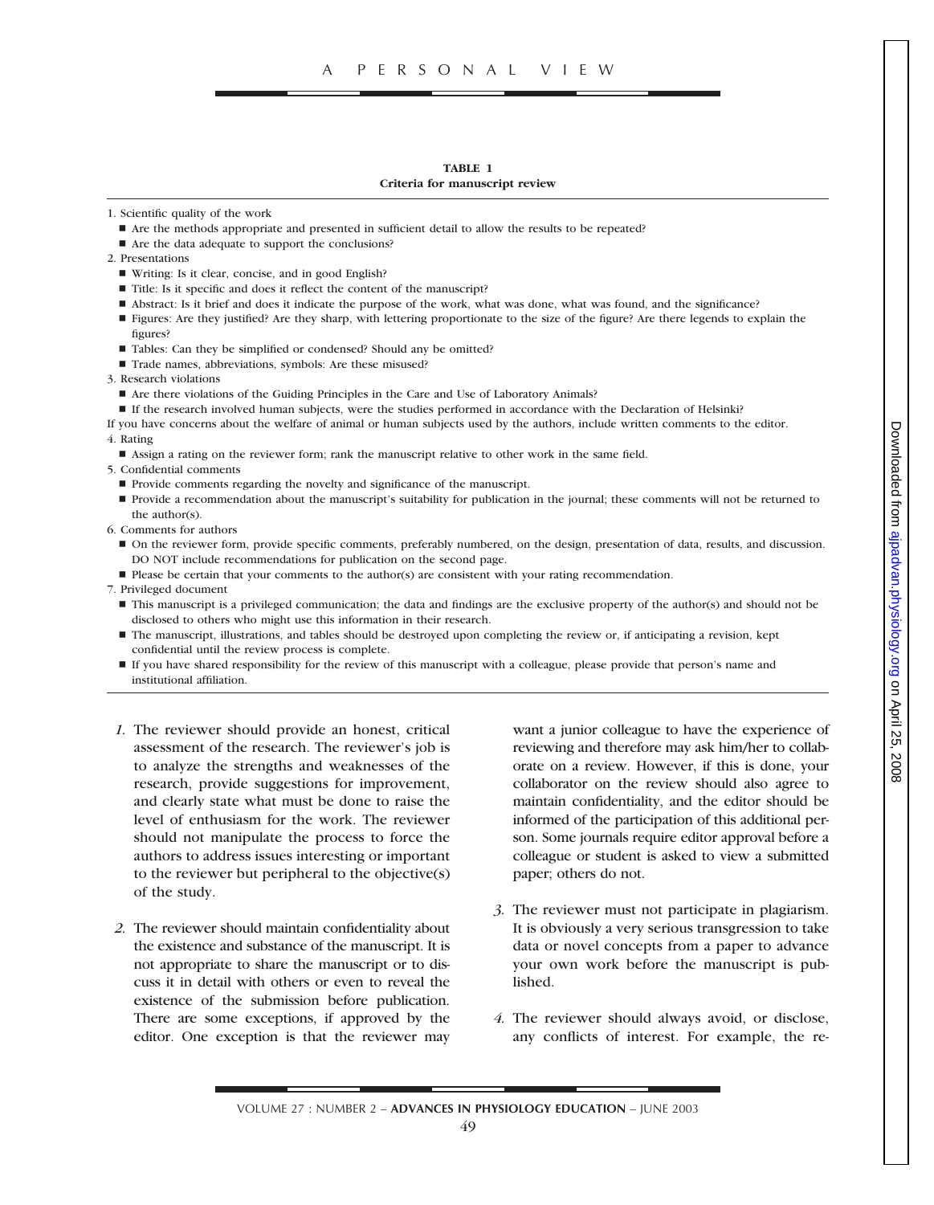**TABLE 1**
**Criteria for manuscript review**

1. Scientific quality of the work
   - Are the methods appropriate and presented in sufficient detail to allow the results to be repeated?
   - Are the data adequate to support the conclusions?
2. Presentations
   - Writing: Is it clear, concise, and in good English?
   - Title: Is it specific and does it reflect the content of the manuscript?
   - Abstract: Is it brief and does it indicate the purpose of the work, what was done, what was found, and the significance?
   - Figures: Are they justified? Are they sharp, with lettering proportionate to the size of the figure? Are there legends to explain the figures?
   - Tables: Can they be simplified or condensed? Should any be omitted?
   - Trade names, abbreviations, symbols: Are these misused?
3. Research violations
   - Are there violations of the Guiding Principles in the Care and Use of Laboratory Animals?
   - If the research involved human subjects, were the studies performed in accordance with the Declaration of Helsinki?

If you have concerns about the welfare of animal or human subjects used by the authors, include written comments to the editor.

4. Rating
   - Assign a rating on the reviewer form; rank the manuscript relative to other work in the same field.
5. Confidential comments
   - Provide comments regarding the novelty and significance of the manuscript.
   - Provide a recommendation about the manuscript's suitability for publication in the journal; these comments will not be returned to the author(s).
6. Comments for authors
   - On the reviewer form, provide specific comments, preferably numbered, on the design, presentation of data, results, and discussion. DO NOT include recommendations for publication on the second page.
   - Please be certain that your comments to the author(s) are consistent with your rating recommendation.
7. Privileged document
   - This manuscript is a privileged communication; the data and findings are the exclusive property of the author(s) and should not be disclosed to others who might use this information in their research.
   - The manuscript, illustrations, and tables should be destroyed upon completing the review or, if anticipating a revision, kept confidential until the review process is complete.
   - If you have shared responsibility for the review of this manuscript with a colleague, please provide that person's name and institutional affiliation.

*1.* The reviewer should provide an honest, critical assessment of the research. The reviewer's job is to analyze the strengths and weaknesses of the research, provide suggestions for improvement, and clearly state what must be done to raise the level of enthusiasm for the work. The reviewer should not manipulate the process to force the authors to address issues interesting or important to the reviewer but peripheral to the objective(s) of the study.

*2.* The reviewer should maintain confidentiality about the existence and substance of the manuscript. It is not appropriate to share the manuscript or to discuss it in detail with others or even to reveal the existence of the submission before publication. There are some exceptions, if approved by the editor. One exception is that the reviewer may want a junior colleague to have the experience of reviewing and therefore may ask him/her to collaborate on a review. However, if this is done, your collaborator on the review should also agree to maintain confidentiality, and the editor should be informed of the participation of this additional person. Some journals require editor approval before a colleague or student is asked to view a submitted paper; others do not.

*3.* The reviewer must not participate in plagiarism. It is obviously a very serious transgression to take data or novel concepts from a paper to advance your own work before the manuscript is published.

*4.* The reviewer should always avoid, or disclose, any conflicts of interest. For example, the re-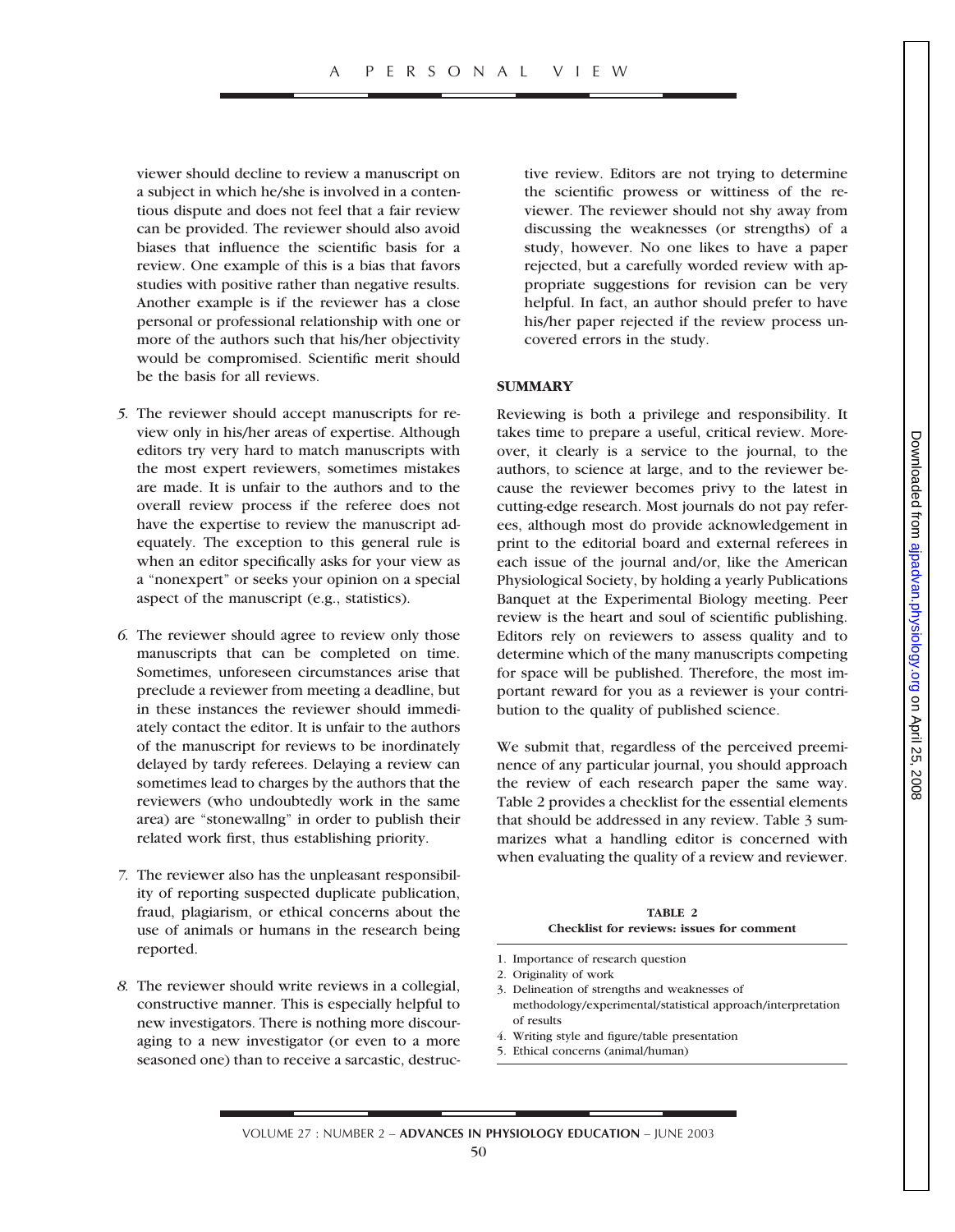viewer should decline to review a manuscript on a subject in which he/she is involved in a contentious dispute and does not feel that a fair review can be provided. The reviewer should also avoid biases that influence the scientific basis for a review. One example of this is a bias that favors studies with positive rather than negative results. Another example is if the reviewer has a close personal or professional relationship with one or more of the authors such that his/her objectivity would be compromised. Scientific merit should be the basis for all reviews.

5. The reviewer should accept manuscripts for review only in his/her areas of expertise. Although editors try very hard to match manuscripts with the most expert reviewers, sometimes mistakes are made. It is unfair to the authors and to the overall review process if the referee does not have the expertise to review the manuscript adequately. The exception to this general rule is when an editor specifically asks for your view as a "nonexpert" or seeks your opinion on a special aspect of the manuscript (e.g., statistics).

6. The reviewer should agree to review only those manuscripts that can be completed on time. Sometimes, unforeseen circumstances arise that preclude a reviewer from meeting a deadline, but in these instances the reviewer should immediately contact the editor. It is unfair to the authors of the manuscript for reviews to be inordinately delayed by tardy referees. Delaying a review can sometimes lead to charges by the authors that the reviewers (who undoubtedly work in the same area) are "stonewallng" in order to publish their related work first, thus establishing priority.

7. The reviewer also has the unpleasant responsibility of reporting suspected duplicate publication, fraud, plagiarism, or ethical concerns about the use of animals or humans in the research being reported.

8. The reviewer should write reviews in a collegial, constructive manner. This is especially helpful to new investigators. There is nothing more discouraging to a new investigator (or even to a more seasoned one) than to receive a sarcastic, destructive review. Editors are not trying to determine the scientific prowess or wittiness of the reviewer. The reviewer should not shy away from discussing the weaknesses (or strengths) of a study, however. No one likes to have a paper rejected, but a carefully worded review with appropriate suggestions for revision can be very helpful. In fact, an author should prefer to have his/her paper rejected if the review process uncovered errors in the study.

## SUMMARY

Reviewing is both a privilege and responsibility. It takes time to prepare a useful, critical review. Moreover, it clearly is a service to the journal, to the authors, to science at large, and to the reviewer because the reviewer becomes privy to the latest in cutting-edge research. Most journals do not pay referees, although most do provide acknowledgement in print to the editorial board and external referees in each issue of the journal and/or, like the American Physiological Society, by holding a yearly Publications Banquet at the Experimental Biology meeting. Peer review is the heart and soul of scientific publishing. Editors rely on reviewers to assess quality and to determine which of the many manuscripts competing for space will be published. Therefore, the most important reward for you as a reviewer is your contribution to the quality of published science.

We submit that, regardless of the perceived preeminence of any particular journal, you should approach the review of each research paper the same way. Table 2 provides a checklist for the essential elements that should be addressed in any review. Table 3 summarizes what a handling editor is concerned with when evaluating the quality of a review and reviewer.

**TABLE 2**
**Checklist for reviews: issues for comment**

1. Importance of research question
2. Originality of work
3. Delineation of strengths and weaknesses of methodology/experimental/statistical approach/interpretation of results
4. Writing style and figure/table presentation
5. Ethical concerns (animal/human)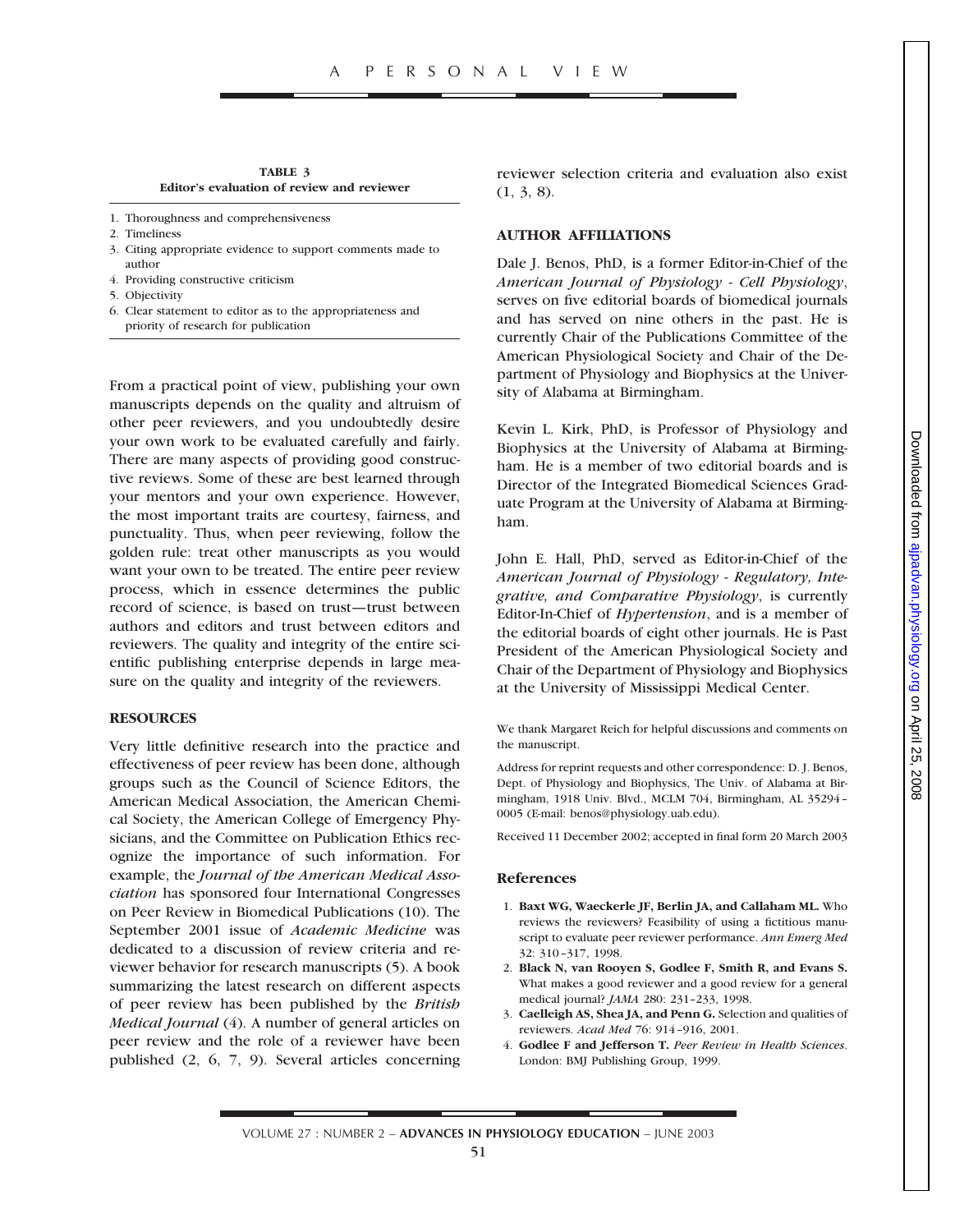**TABLE 3**
**Editor's evaluation of review and reviewer**

1. Thoroughness and comprehensiveness
2. Timeliness
3. Citing appropriate evidence to support comments made to author
4. Providing constructive criticism
5. Objectivity
6. Clear statement to editor as to the appropriateness and priority of research for publication

From a practical point of view, publishing your own manuscripts depends on the quality and altruism of other peer reviewers, and you undoubtedly desire your own work to be evaluated carefully and fairly. There are many aspects of providing good constructive reviews. Some of these are best learned through your mentors and your own experience. However, the most important traits are courtesy, fairness, and punctuality. Thus, when peer reviewing, follow the golden rule: treat other manuscripts as you would want your own to be treated. The entire peer review process, which in essence determines the public record of science, is based on trust—trust between authors and editors and trust between editors and reviewers. The quality and integrity of the entire scientific publishing enterprise depends in large measure on the quality and integrity of the reviewers.

## RESOURCES

Very little definitive research into the practice and effectiveness of peer review has been done, although groups such as the Council of Science Editors, the American Medical Association, the American Chemical Society, the American College of Emergency Physicians, and the Committee on Publication Ethics recognize the importance of such information. For example, the *Journal of the American Medical Association* has sponsored four International Congresses on Peer Review in Biomedical Publications (10). The September 2001 issue of *Academic Medicine* was dedicated to a discussion of review criteria and reviewer behavior for research manuscripts (5). A book summarizing the latest research on different aspects of peer review has been published by the *British Medical Journal* (4). A number of general articles on peer review and the role of a reviewer have been published (2, 6, 7, 9). Several articles concerning reviewer selection criteria and evaluation also exist (1, 3, 8).

## AUTHOR AFFILIATIONS

Dale J. Benos, PhD, is a former Editor-in-Chief of the *American Journal of Physiology - Cell Physiology*, serves on five editorial boards of biomedical journals and has served on nine others in the past. He is currently Chair of the Publications Committee of the American Physiological Society and Chair of the Department of Physiology and Biophysics at the University of Alabama at Birmingham.

Kevin L. Kirk, PhD, is Professor of Physiology and Biophysics at the University of Alabama at Birmingham. He is a member of two editorial boards and is Director of the Integrated Biomedical Sciences Graduate Program at the University of Alabama at Birmingham.

John E. Hall, PhD, served as Editor-in-Chief of the *American Journal of Physiology - Regulatory, Integrative, and Comparative Physiology*, is currently Editor-In-Chief of *Hypertension*, and is a member of the editorial boards of eight other journals. He is Past President of the American Physiological Society and Chair of the Department of Physiology and Biophysics at the University of Mississippi Medical Center.

We thank Margaret Reich for helpful discussions and comments on the manuscript.

Address for reprint requests and other correspondence: D. J. Benos, Dept. of Physiology and Biophysics, The Univ. of Alabama at Birmingham, 1918 Univ. Blvd., MCLM 704, Birmingham, AL 35294–0005 (E-mail: benos@physiology.uab.edu).

Received 11 December 2002; accepted in final form 20 March 2003

## References

1. **Baxt WG, Waeckerle JF, Berlin JA, and Callaham ML.** Who reviews the reviewers? Feasibility of using a fictitious manuscript to evaluate peer reviewer performance. *Ann Emerg Med* 32: 310–317, 1998.
2. **Black N, van Rooyen S, Godlee F, Smith R, and Evans S.** What makes a good reviewer and a good review for a general medical journal? *JAMA* 280: 231–233, 1998.
3. **Caelleigh AS, Shea JA, and Penn G.** Selection and qualities of reviewers. *Acad Med* 76: 914–916, 2001.
4. **Godlee F and Jefferson T.** *Peer Review in Health Sciences*. London: BMJ Publishing Group, 1999.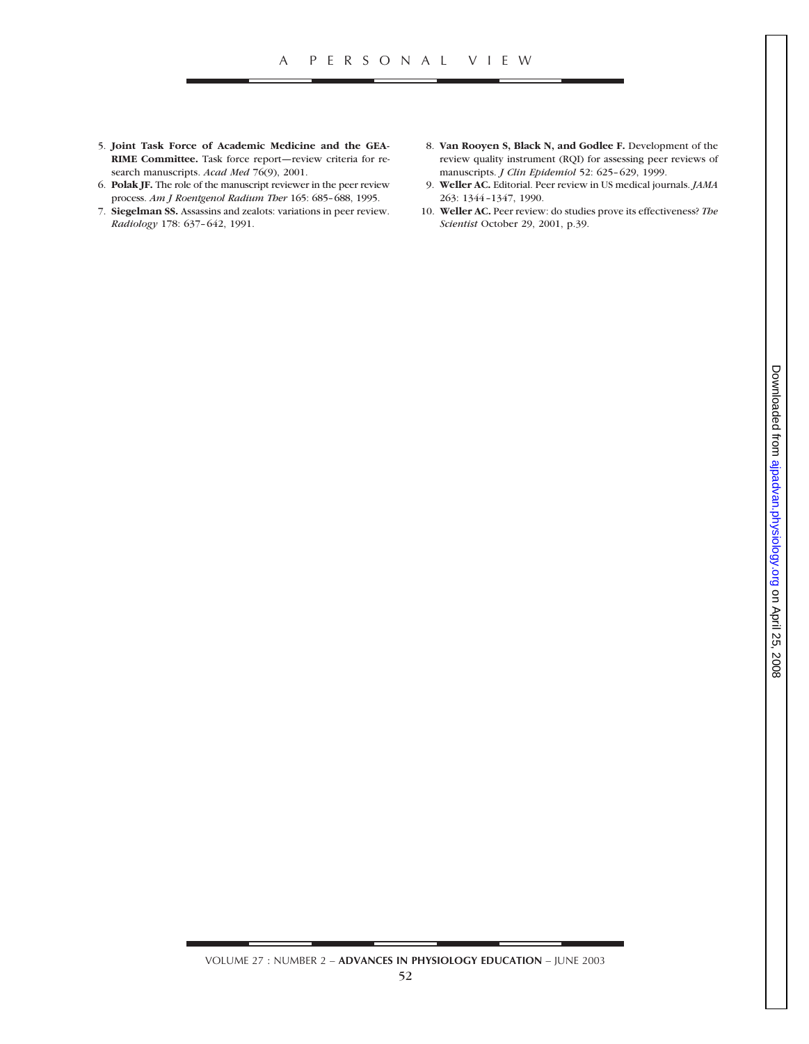5. **Joint Task Force of Academic Medicine and the GEA-RIME Committee.** Task force report—review criteria for research manuscripts. *Acad Med* 76(9), 2001.
6. **Polak JF.** The role of the manuscript reviewer in the peer review process. *Am J Roentgenol Radium Ther* 165: 685–688, 1995.
7. **Siegelman SS.** Assassins and zealots: variations in peer review. *Radiology* 178: 637–642, 1991.
8. **Van Rooyen S, Black N, and Godlee F.** Development of the review quality instrument (RQI) for assessing peer reviews of manuscripts. *J Clin Epidemiol* 52: 625–629, 1999.
9. **Weller AC.** Editorial. Peer review in US medical journals. *JAMA* 263: 1344–1347, 1990.
10. **Weller AC.** Peer review: do studies prove its effectiveness? *The Scientist* October 29, 2001, p.39.